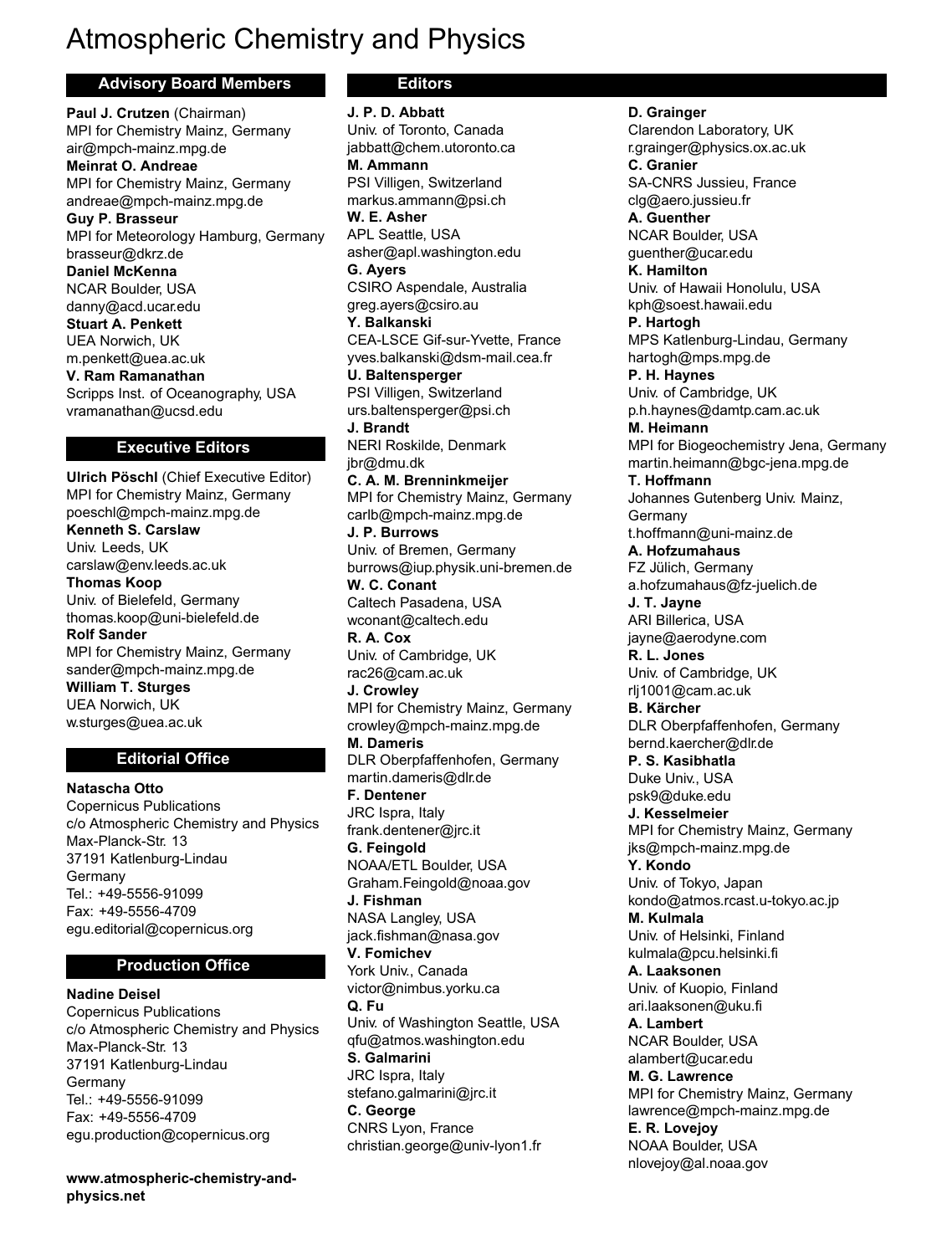# Atmospheric Chemistry and Physics

## Advisory Board Members

**Paul J. Crutzen** (Chairman)
MPI for Chemistry Mainz, Germany
air@mpch-mainz.mpg.de

**Meinrat O. Andreae**
MPI for Chemistry Mainz, Germany
andreae@mpch-mainz.mpg.de

**Guy P. Brasseur**
MPI for Meteorology Hamburg, Germany
brasseur@dkrz.de

**Daniel McKenna**
NCAR Boulder, USA
danny@acd.ucar.edu

**Stuart A. Penkett**
UEA Norwich, UK
m.penkett@uea.ac.uk

**V. Ram Ramanathan**
Scripps Inst. of Oceanography, USA
vramanathan@ucsd.edu

## Executive Editors

**Ulrich Pöschl** (Chief Executive Editor)
MPI for Chemistry Mainz, Germany
poeschl@mpch-mainz.mpg.de

**Kenneth S. Carslaw**
Univ. Leeds, UK
carslaw@env.leeds.ac.uk

**Thomas Koop**
Univ. of Bielefeld, Germany
thomas.koop@uni-bielefeld.de

**Rolf Sander**
MPI for Chemistry Mainz, Germany
sander@mpch-mainz.mpg.de

**William T. Sturges**
UEA Norwich, UK
w.sturges@uea.ac.uk

## Editorial Office

**Natascha Otto**
Copernicus Publications
c/o Atmospheric Chemistry and Physics
Max-Planck-Str. 13
37191 Katlenburg-Lindau
Germany
Tel.: +49-5556-91099
Fax: +49-5556-4709
egu.editorial@copernicus.org

## Production Office

**Nadine Deisel**
Copernicus Publications
c/o Atmospheric Chemistry and Physics
Max-Planck-Str. 13
37191 Katlenburg-Lindau
Germany
Tel.: +49-5556-91099
Fax: +49-5556-4709
egu.production@copernicus.org

**www.atmospheric-chemistry-and-physics.net**

## Editors

**J. P. D. Abbatt**
Univ. of Toronto, Canada
jabbatt@chem.utoronto.ca

**M. Ammann**
PSI Villigen, Switzerland
markus.ammann@psi.ch

**W. E. Asher**
APL Seattle, USA
asher@apl.washington.edu

**G. Ayers**
CSIRO Aspendale, Australia
greg.ayers@csiro.au

**Y. Balkanski**
CEA-LSCE Gif-sur-Yvette, France
yves.balkanski@dsm-mail.cea.fr

**U. Baltensperger**
PSI Villigen, Switzerland
urs.baltensperger@psi.ch

**J. Brandt**
NERI Roskilde, Denmark
jbr@dmu.dk

**C. A. M. Brenninkmeijer**
MPI for Chemistry Mainz, Germany
carlb@mpch-mainz.mpg.de

**J. P. Burrows**
Univ. of Bremen, Germany
burrows@iup.physik.uni-bremen.de

**W. C. Conant**
Caltech Pasadena, USA
wconant@caltech.edu

**R. A. Cox**
Univ. of Cambridge, UK
rac26@cam.ac.uk

**J. Crowley**
MPI for Chemistry Mainz, Germany
crowley@mpch-mainz.mpg.de

**M. Dameris**
DLR Oberpfaffenhofen, Germany
martin.dameris@dlr.de

**F. Dentener**
JRC Ispra, Italy
frank.dentener@jrc.it

**G. Feingold**
NOAA/ETL Boulder, USA
Graham.Feingold@noaa.gov

**J. Fishman**
NASA Langley, USA
jack.fishman@nasa.gov

**V. Fomichev**
York Univ., Canada
victor@nimbus.yorku.ca

**Q. Fu**
Univ. of Washington Seattle, USA
qfu@atmos.washington.edu

**S. Galmarini**
JRC Ispra, Italy
stefano.galmarini@jrc.it

**C. George**
CNRS Lyon, France
christian.george@univ-lyon1.fr

**D. Grainger**
Clarendon Laboratory, UK
r.grainger@physics.ox.ac.uk

**C. Granier**
SA-CNRS Jussieu, France
clg@aero.jussieu.fr

**A. Guenther**
NCAR Boulder, USA
guenther@ucar.edu

**K. Hamilton**
Univ. of Hawaii Honolulu, USA
kph@soest.hawaii.edu

**P. Hartogh**
MPS Katlenburg-Lindau, Germany
hartogh@mps.mpg.de

**P. H. Haynes**
Univ. of Cambridge, UK
p.h.haynes@damtp.cam.ac.uk

**M. Heimann**
MPI for Biogeochemistry Jena, Germany
martin.heimann@bgc-jena.mpg.de

**T. Hoffmann**
Johannes Gutenberg Univ. Mainz, Germany
t.hoffmann@uni-mainz.de

**A. Hofzumahaus**
FZ Jülich, Germany
a.hofzumahaus@fz-juelich.de

**J. T. Jayne**
ARI Billerica, USA
jayne@aerodyne.com

**R. L. Jones**
Univ. of Cambridge, UK
rlj1001@cam.ac.uk

**B. Kärcher**
DLR Oberpfaffenhofen, Germany
bernd.kaercher@dlr.de

**P. S. Kasibhatla**
Duke Univ., USA
psk9@duke.edu

**J. Kesselmeier**
MPI for Chemistry Mainz, Germany
jks@mpch-mainz.mpg.de

**Y. Kondo**
Univ. of Tokyo, Japan
kondo@atmos.rcast.u-tokyo.ac.jp

**M. Kulmala**
Univ. of Helsinki, Finland
kulmala@pcu.helsinki.fi

**A. Laaksonen**
Univ. of Kuopio, Finland
ari.laaksonen@uku.fi

**A. Lambert**
NCAR Boulder, USA
alambert@ucar.edu

**M. G. Lawrence**
MPI for Chemistry Mainz, Germany
lawrence@mpch-mainz.mpg.de

**E. R. Lovejoy**
NOAA Boulder, USA
nlovejoy@al.noaa.gov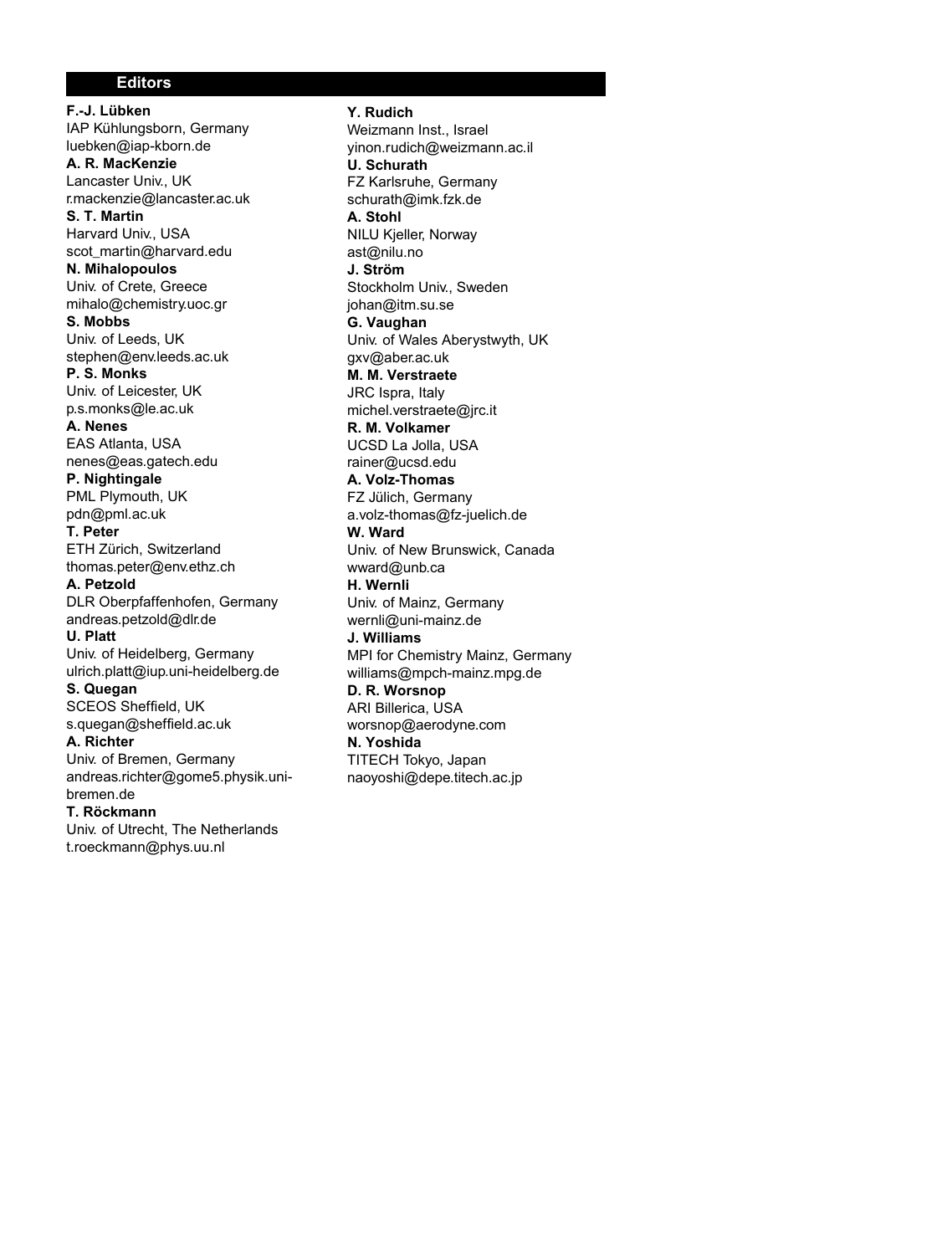## Editors

**F.-J. Lübken**
IAP Kühlungsborn, Germany
luebken@iap-kborn.de

**A. R. MacKenzie**
Lancaster Univ., UK
r.mackenzie@lancaster.ac.uk

**S. T. Martin**
Harvard Univ., USA
scot_martin@harvard.edu

**N. Mihalopoulos**
Univ. of Crete, Greece
mihalo@chemistry.uoc.gr

**S. Mobbs**
Univ. of Leeds, UK
stephen@env.leeds.ac.uk

**P. S. Monks**
Univ. of Leicester, UK
p.s.monks@le.ac.uk

**A. Nenes**
EAS Atlanta, USA
nenes@eas.gatech.edu

**P. Nightingale**
PML Plymouth, UK
pdn@pml.ac.uk

**T. Peter**
ETH Zürich, Switzerland
thomas.peter@env.ethz.ch

**A. Petzold**
DLR Oberpfaffenhofen, Germany
andreas.petzold@dlr.de

**U. Platt**
Univ. of Heidelberg, Germany
ulrich.platt@iup.uni-heidelberg.de

**S. Quegan**
SCEOS Sheffield, UK
s.quegan@sheffield.ac.uk

**A. Richter**
Univ. of Bremen, Germany
andreas.richter@gome5.physik.uni-bremen.de

**T. Röckmann**
Univ. of Utrecht, The Netherlands
t.roeckmann@phys.uu.nl

**Y. Rudich**
Weizmann Inst., Israel
yinon.rudich@weizmann.ac.il

**U. Schurath**
FZ Karlsruhe, Germany
schurath@imk.fzk.de

**A. Stohl**
NILU Kjeller, Norway
ast@nilu.no

**J. Ström**
Stockholm Univ., Sweden
johan@itm.su.se

**G. Vaughan**
Univ. of Wales Aberystwyth, UK
gxv@aber.ac.uk

**M. M. Verstraete**
JRC Ispra, Italy
michel.verstraete@jrc.it

**R. M. Volkamer**
UCSD La Jolla, USA
rainer@ucsd.edu

**A. Volz-Thomas**
FZ Jülich, Germany
a.volz-thomas@fz-juelich.de

**W. Ward**
Univ. of New Brunswick, Canada
wward@unb.ca

**H. Wernli**
Univ. of Mainz, Germany
wernli@uni-mainz.de

**J. Williams**
MPI for Chemistry Mainz, Germany
williams@mpch-mainz.mpg.de

**D. R. Worsnop**
ARI Billerica, USA
worsnop@aerodyne.com

**N. Yoshida**
TITECH Tokyo, Japan
naoyoshi@depe.titech.ac.jp